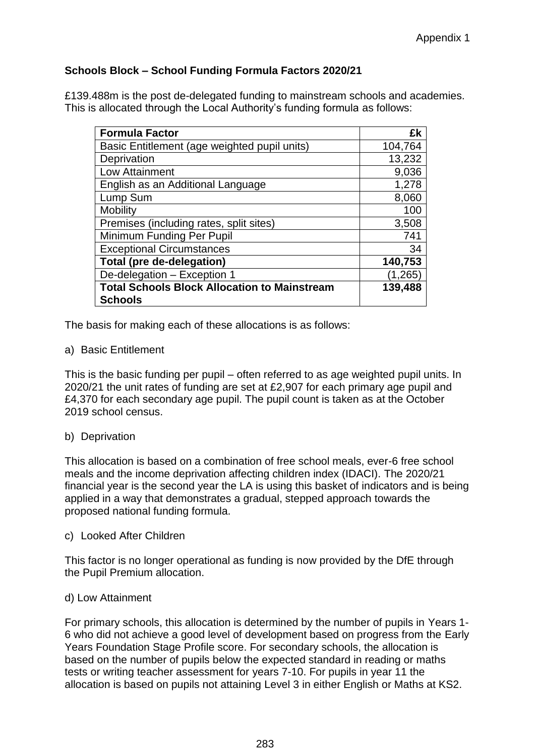Appendix 1

**Schools Block – School Funding Formula Factors 2020/21**

£139.488m is the post de-delegated funding to mainstream schools and academies. This is allocated through the Local Authority's funding formula as follows:

| **Formula Factor** | **£k** |
|---|---:|
| Basic Entitlement (age weighted pupil units) | 104,764 |
| Deprivation | 13,232 |
| Low Attainment | 9,036 |
| English as an Additional Language | 1,278 |
| Lump Sum | 8,060 |
| Mobility | 100 |
| Premises (including rates, split sites) | 3,508 |
| Minimum Funding Per Pupil | 741 |
| Exceptional Circumstances | 34 |
| **Total (pre de-delegation)** | **140,753** |
| De-delegation – Exception 1 | (1,265) |
| **Total Schools Block Allocation to Mainstream Schools** | **139,488** |

The basis for making each of these allocations is as follows:

a) Basic Entitlement

This is the basic funding per pupil – often referred to as age weighted pupil units. In 2020/21 the unit rates of funding are set at £2,907 for each primary age pupil and £4,370 for each secondary age pupil. The pupil count is taken as at the October 2019 school census.

b) Deprivation

This allocation is based on a combination of free school meals, ever-6 free school meals and the income deprivation affecting children index (IDACI). The 2020/21 financial year is the second year the LA is using this basket of indicators and is being applied in a way that demonstrates a gradual, stepped approach towards the proposed national funding formula.

c) Looked After Children

This factor is no longer operational as funding is now provided by the DfE through the Pupil Premium allocation.

d) Low Attainment

For primary schools, this allocation is determined by the number of pupils in Years 1-6 who did not achieve a good level of development based on progress from the Early Years Foundation Stage Profile score. For secondary schools, the allocation is based on the number of pupils below the expected standard in reading or maths tests or writing teacher assessment for years 7-10. For pupils in year 11 the allocation is based on pupils not attaining Level 3 in either English or Maths at KS2.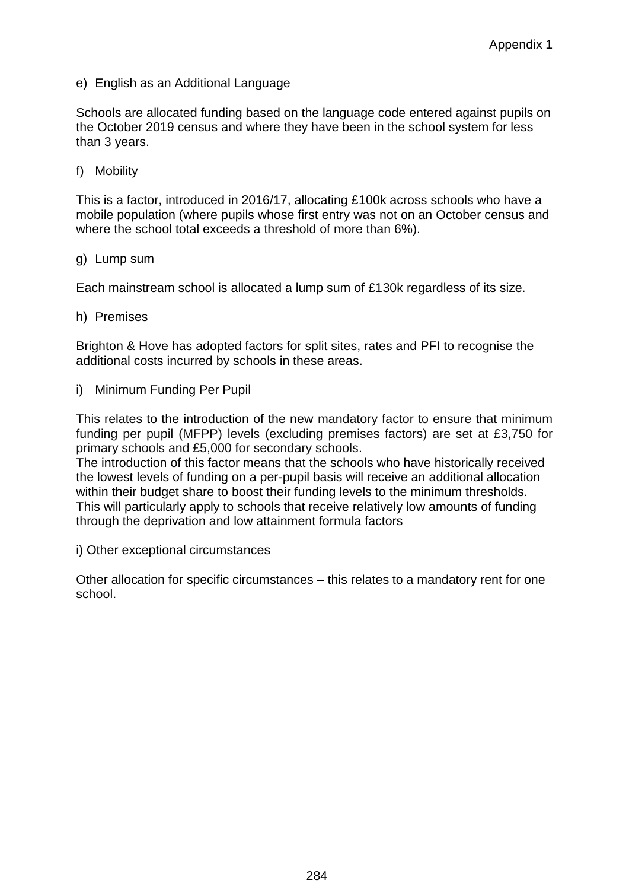e) English as an Additional Language

Schools are allocated funding based on the language code entered against pupils on the October 2019 census and where they have been in the school system for less than 3 years.

f) Mobility

This is a factor, introduced in 2016/17, allocating £100k across schools who have a mobile population (where pupils whose first entry was not on an October census and where the school total exceeds a threshold of more than 6%).

g) Lump sum

Each mainstream school is allocated a lump sum of £130k regardless of its size.

h) Premises

Brighton & Hove has adopted factors for split sites, rates and PFI to recognise the additional costs incurred by schools in these areas.

i) Minimum Funding Per Pupil

This relates to the introduction of the new mandatory factor to ensure that minimum funding per pupil (MFPP) levels (excluding premises factors) are set at £3,750 for primary schools and £5,000 for secondary schools.
The introduction of this factor means that the schools who have historically received the lowest levels of funding on a per-pupil basis will receive an additional allocation within their budget share to boost their funding levels to the minimum thresholds. This will particularly apply to schools that receive relatively low amounts of funding through the deprivation and low attainment formula factors

i) Other exceptional circumstances

Other allocation for specific circumstances – this relates to a mandatory rent for one school.